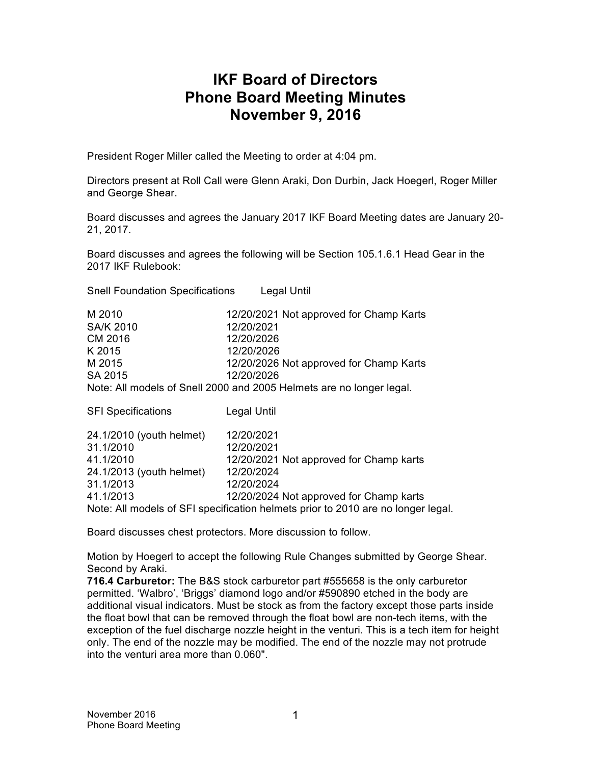# IKF Board of Directors
# Phone Board Meeting Minutes
# November 9, 2016

President Roger Miller called the Meeting to order at 4:04 pm.

Directors present at Roll Call were Glenn Araki, Don Durbin, Jack Hoegerl, Roger Miller and George Shear.

Board discusses and agrees the January 2017 IKF Board Meeting dates are January 20-21, 2017.

Board discusses and agrees the following will be Section 105.1.6.1 Head Gear in the 2017 IKF Rulebook:

| Snell Foundation Specifications | Legal Until |
|---|---|
| M 2010 | 12/20/2021 Not approved for Champ Karts |
| SA/K 2010 | 12/20/2021 |
| CM 2016 | 12/20/2026 |
| K 2015 | 12/20/2026 |
| M 2015 | 12/20/2026 Not approved for Champ Karts |
| SA 2015 | 12/20/2026 |

Note: All models of Snell 2000 and 2005 Helmets are no longer legal.

| SFI Specifications | Legal Until |
|---|---|
| 24.1/2010 (youth helmet) | 12/20/2021 |
| 31.1/2010 | 12/20/2021 |
| 41.1/2010 | 12/20/2021 Not approved for Champ karts |
| 24.1/2013 (youth helmet) | 12/20/2024 |
| 31.1/2013 | 12/20/2024 |
| 41.1/2013 | 12/20/2024 Not approved for Champ karts |

Note: All models of SFI specification helmets prior to 2010 are no longer legal.

Board discusses chest protectors. More discussion to follow.

Motion by Hoegerl to accept the following Rule Changes submitted by George Shear. Second by Araki.

**716.4 Carburetor:** The B&S stock carburetor part #555658 is the only carburetor permitted. 'Walbro', 'Briggs' diamond logo and/or #590890 etched in the body are additional visual indicators. Must be stock as from the factory except those parts inside the float bowl that can be removed through the float bowl are non-tech items, with the exception of the fuel discharge nozzle height in the venturi. This is a tech item for height only. The end of the nozzle may be modified. The end of the nozzle may not protrude into the venturi area more than 0.060".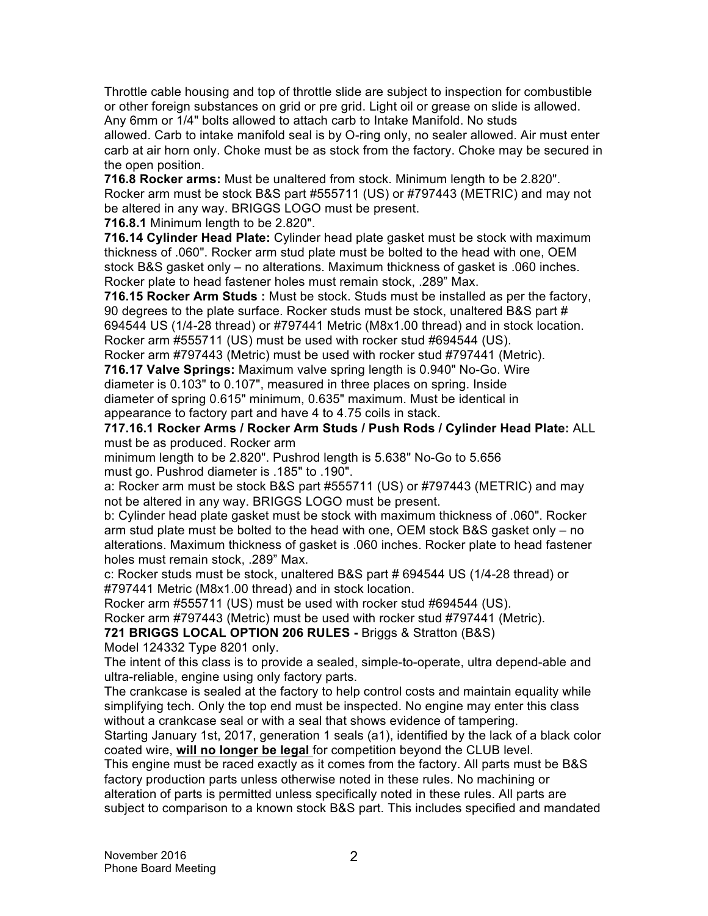Throttle cable housing and top of throttle slide are subject to inspection for combustible or other foreign substances on grid or pre grid. Light oil or grease on slide is allowed. Any 6mm or 1/4" bolts allowed to attach carb to Intake Manifold. No studs allowed. Carb to intake manifold seal is by O-ring only, no sealer allowed. Air must enter carb at air horn only. Choke must be as stock from the factory. Choke may be secured in the open position.

**716.8 Rocker arms:** Must be unaltered from stock. Minimum length to be 2.820". Rocker arm must be stock B&S part #555711 (US) or #797443 (METRIC) and may not be altered in any way. BRIGGS LOGO must be present.

**716.8.1** Minimum length to be 2.820".

**716.14 Cylinder Head Plate:** Cylinder head plate gasket must be stock with maximum thickness of .060". Rocker arm stud plate must be bolted to the head with one, OEM stock B&S gasket only – no alterations. Maximum thickness of gasket is .060 inches. Rocker plate to head fastener holes must remain stock, .289" Max.

**716.15 Rocker Arm Studs :** Must be stock. Studs must be installed as per the factory, 90 degrees to the plate surface. Rocker studs must be stock, unaltered B&S part # 694544 US (1/4-28 thread) or #797441 Metric (M8x1.00 thread) and in stock location. Rocker arm #555711 (US) must be used with rocker stud #694544 (US).
Rocker arm #797443 (Metric) must be used with rocker stud #797441 (Metric).

**716.17 Valve Springs:** Maximum valve spring length is 0.940" No-Go. Wire diameter is 0.103" to 0.107", measured in three places on spring. Inside diameter of spring 0.615" minimum, 0.635" maximum. Must be identical in appearance to factory part and have 4 to 4.75 coils in stack.

**717.16.1 Rocker Arms / Rocker Arm Studs / Push Rods / Cylinder Head Plate:** ALL must be as produced. Rocker arm minimum length to be 2.820". Pushrod length is 5.638" No-Go to 5.656 must go. Pushrod diameter is .185" to .190".

a: Rocker arm must be stock B&S part #555711 (US) or #797443 (METRIC) and may not be altered in any way. BRIGGS LOGO must be present.

b: Cylinder head plate gasket must be stock with maximum thickness of .060". Rocker arm stud plate must be bolted to the head with one, OEM stock B&S gasket only – no alterations. Maximum thickness of gasket is .060 inches. Rocker plate to head fastener holes must remain stock, .289" Max.

c: Rocker studs must be stock, unaltered B&S part # 694544 US (1/4-28 thread) or #797441 Metric (M8x1.00 thread) and in stock location.
Rocker arm #555711 (US) must be used with rocker stud #694544 (US).
Rocker arm #797443 (Metric) must be used with rocker stud #797441 (Metric).

**721 BRIGGS LOCAL OPTION 206 RULES -** Briggs & Stratton (B&S) Model 124332 Type 8201 only.

The intent of this class is to provide a sealed, simple-to-operate, ultra depend-able and ultra-reliable, engine using only factory parts.

The crankcase is sealed at the factory to help control costs and maintain equality while simplifying tech. Only the top end must be inspected. No engine may enter this class without a crankcase seal or with a seal that shows evidence of tampering.

Starting January 1st, 2017, generation 1 seals (a1), identified by the lack of a black color coated wire, **will no longer be legal** for competition beyond the CLUB level.

This engine must be raced exactly as it comes from the factory. All parts must be B&S factory production parts unless otherwise noted in these rules. No machining or alteration of parts is permitted unless specifically noted in these rules. All parts are subject to comparison to a known stock B&S part. This includes specified and mandated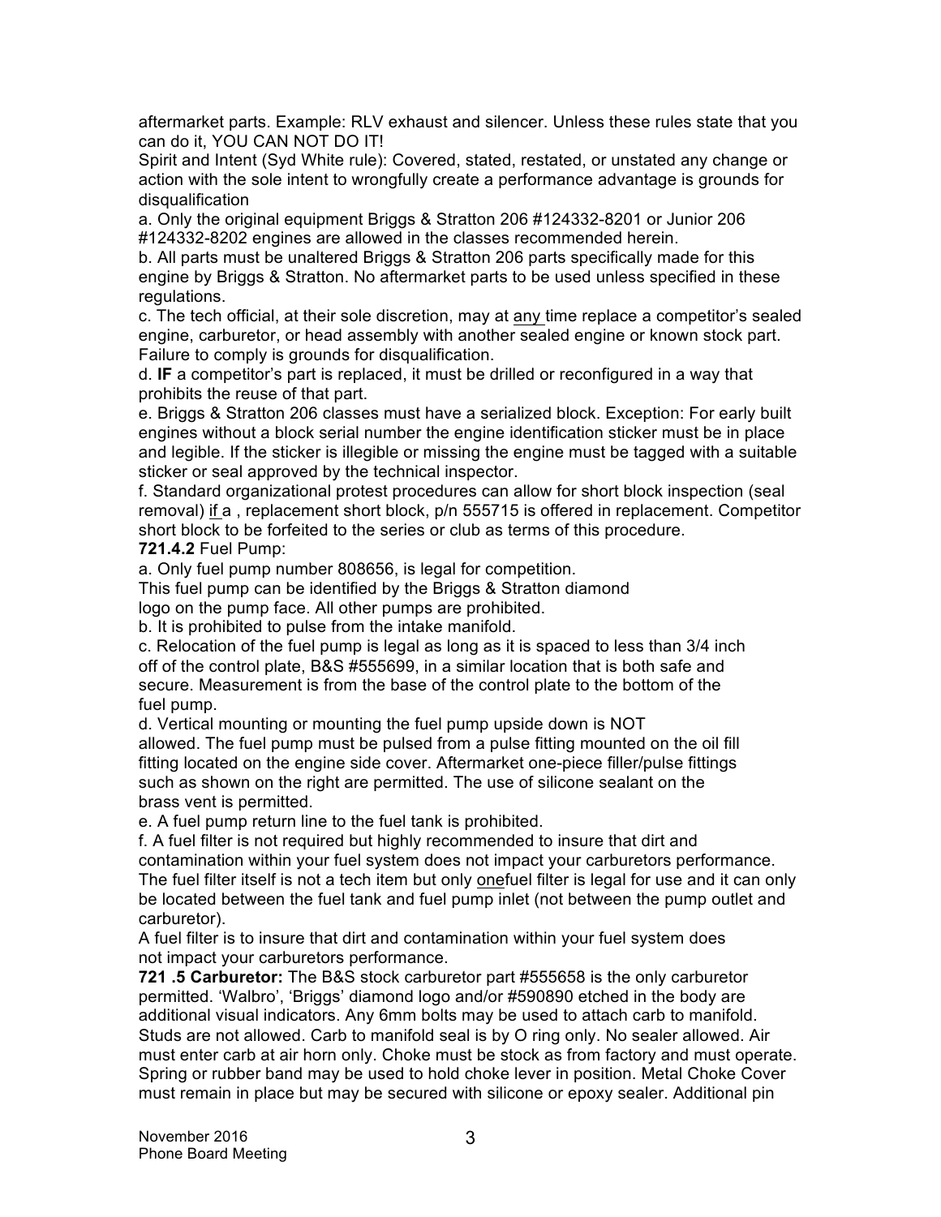aftermarket parts. Example: RLV exhaust and silencer. Unless these rules state that you can do it, YOU CAN NOT DO IT!

Spirit and Intent (Syd White rule): Covered, stated, restated, or unstated any change or action with the sole intent to wrongfully create a performance advantage is grounds for disqualification

a. Only the original equipment Briggs & Stratton 206 #124332-8201 or Junior 206 #124332-8202 engines are allowed in the classes recommended herein.

b. All parts must be unaltered Briggs & Stratton 206 parts specifically made for this engine by Briggs & Stratton. No aftermarket parts to be used unless specified in these regulations.

c. The tech official, at their sole discretion, may at <u>any</u> time replace a competitor's sealed engine, carburetor, or head assembly with another sealed engine or known stock part. Failure to comply is grounds for disqualification.

d. **IF** a competitor's part is replaced, it must be drilled or reconfigured in a way that prohibits the reuse of that part.

e. Briggs & Stratton 206 classes must have a serialized block. Exception: For early built engines without a block serial number the engine identification sticker must be in place and legible. If the sticker is illegible or missing the engine must be tagged with a suitable sticker or seal approved by the technical inspector.

f. Standard organizational protest procedures can allow for short block inspection (seal removal) <u>if</u> a , replacement short block, p/n 555715 is offered in replacement. Competitor short block to be forfeited to the series or club as terms of this procedure.

**721.4.2** Fuel Pump:

a. Only fuel pump number 808656, is legal for competition. This fuel pump can be identified by the Briggs & Stratton diamond logo on the pump face. All other pumps are prohibited.

b. It is prohibited to pulse from the intake manifold.

c. Relocation of the fuel pump is legal as long as it is spaced to less than 3/4 inch off of the control plate, B&S #555699, in a similar location that is both safe and secure. Measurement is from the base of the control plate to the bottom of the fuel pump.

d. Vertical mounting or mounting the fuel pump upside down is NOT allowed. The fuel pump must be pulsed from a pulse fitting mounted on the oil fill fitting located on the engine side cover. Aftermarket one-piece filler/pulse fittings such as shown on the right are permitted. The use of silicone sealant on the brass vent is permitted.

e. A fuel pump return line to the fuel tank is prohibited.

f. A fuel filter is not required but highly recommended to insure that dirt and contamination within your fuel system does not impact your carburetors performance. The fuel filter itself is not a tech item but only <u>one</u>fuel filter is legal for use and it can only be located between the fuel tank and fuel pump inlet (not between the pump outlet and carburetor).

A fuel filter is to insure that dirt and contamination within your fuel system does not impact your carburetors performance.

**721 .5 Carburetor:** The B&S stock carburetor part #555658 is the only carburetor permitted. 'Walbro', 'Briggs' diamond logo and/or #590890 etched in the body are additional visual indicators. Any 6mm bolts may be used to attach carb to manifold. Studs are not allowed. Carb to manifold seal is by O ring only. No sealer allowed. Air must enter carb at air horn only. Choke must be stock as from factory and must operate. Spring or rubber band may be used to hold choke lever in position. Metal Choke Cover must remain in place but may be secured with silicone or epoxy sealer. Additional pin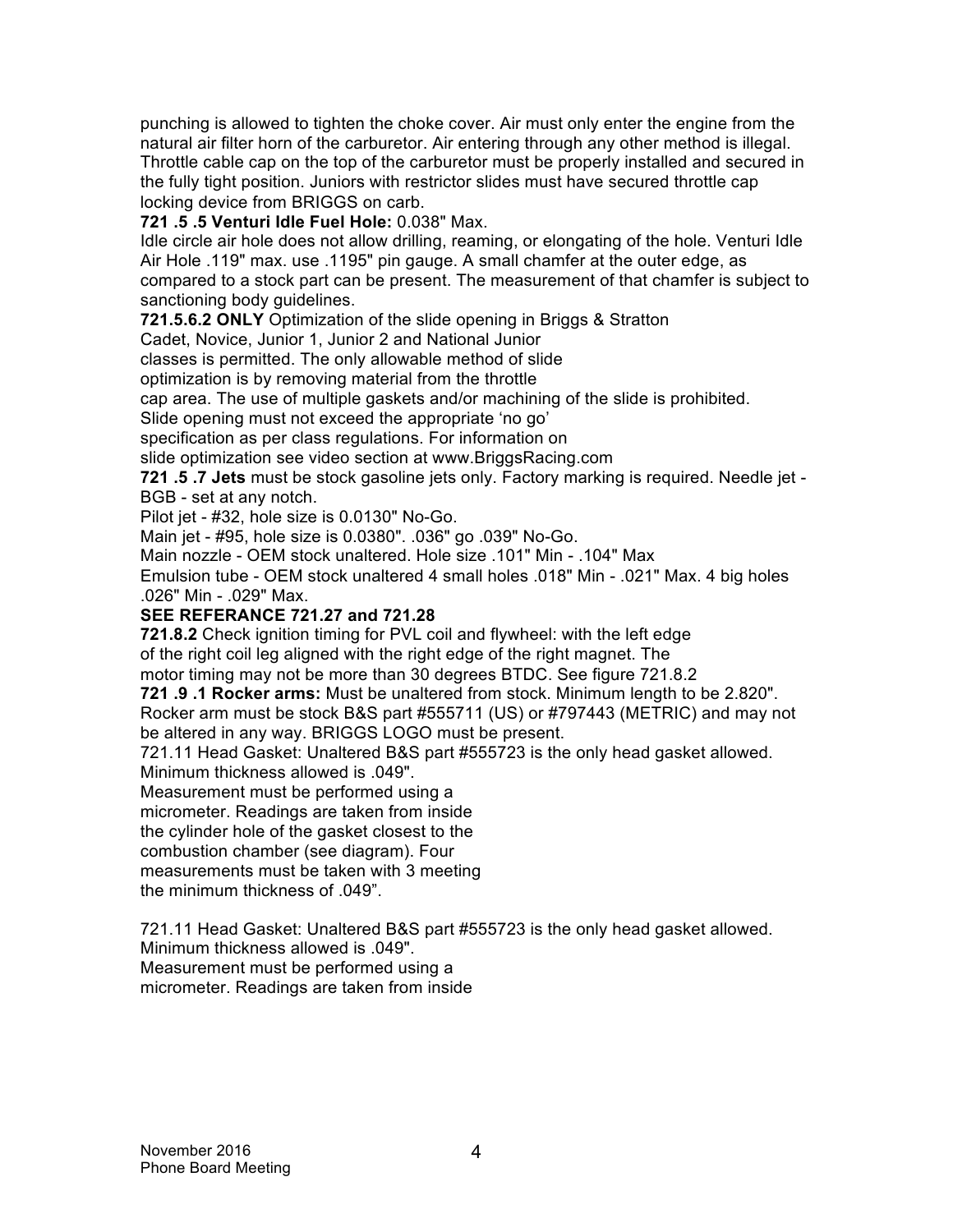punching is allowed to tighten the choke cover. Air must only enter the engine from the natural air filter horn of the carburetor. Air entering through any other method is illegal. Throttle cable cap on the top of the carburetor must be properly installed and secured in the fully tight position. Juniors with restrictor slides must have secured throttle cap locking device from BRIGGS on carb.

**721 .5 .5 Venturi Idle Fuel Hole:** 0.038" Max.

Idle circle air hole does not allow drilling, reaming, or elongating of the hole. Venturi Idle Air Hole .119" max. use .1195" pin gauge. A small chamfer at the outer edge, as compared to a stock part can be present. The measurement of that chamfer is subject to sanctioning body guidelines.

**721.5.6.2 ONLY** Optimization of the slide opening in Briggs & Stratton Cadet, Novice, Junior 1, Junior 2 and National Junior classes is permitted. The only allowable method of slide optimization is by removing material from the throttle cap area. The use of multiple gaskets and/or machining of the slide is prohibited. Slide opening must not exceed the appropriate 'no go' specification as per class regulations. For information on slide optimization see video section at www.BriggsRacing.com

**721 .5 .7 Jets** must be stock gasoline jets only. Factory marking is required. Needle jet - BGB - set at any notch.

Pilot jet - #32, hole size is 0.0130" No-Go.

Main jet - #95, hole size is 0.0380". .036" go .039" No-Go.

Main nozzle - OEM stock unaltered. Hole size .101" Min - .104" Max

Emulsion tube - OEM stock unaltered 4 small holes .018" Min - .021" Max. 4 big holes .026" Min - .029" Max.

**SEE REFERANCE 721.27 and 721.28**

**721.8.2** Check ignition timing for PVL coil and flywheel: with the left edge of the right coil leg aligned with the right edge of the right magnet. The motor timing may not be more than 30 degrees BTDC. See figure 721.8.2

**721 .9 .1 Rocker arms:** Must be unaltered from stock. Minimum length to be 2.820". Rocker arm must be stock B&S part #555711 (US) or #797443 (METRIC) and may not be altered in any way. BRIGGS LOGO must be present.

721.11 Head Gasket: Unaltered B&S part #555723 is the only head gasket allowed. Minimum thickness allowed is .049". Measurement must be performed using a micrometer. Readings are taken from inside the cylinder hole of the gasket closest to the combustion chamber (see diagram). Four measurements must be taken with 3 meeting the minimum thickness of .049".

721.11 Head Gasket: Unaltered B&S part #555723 is the only head gasket allowed. Minimum thickness allowed is .049". Measurement must be performed using a micrometer. Readings are taken from inside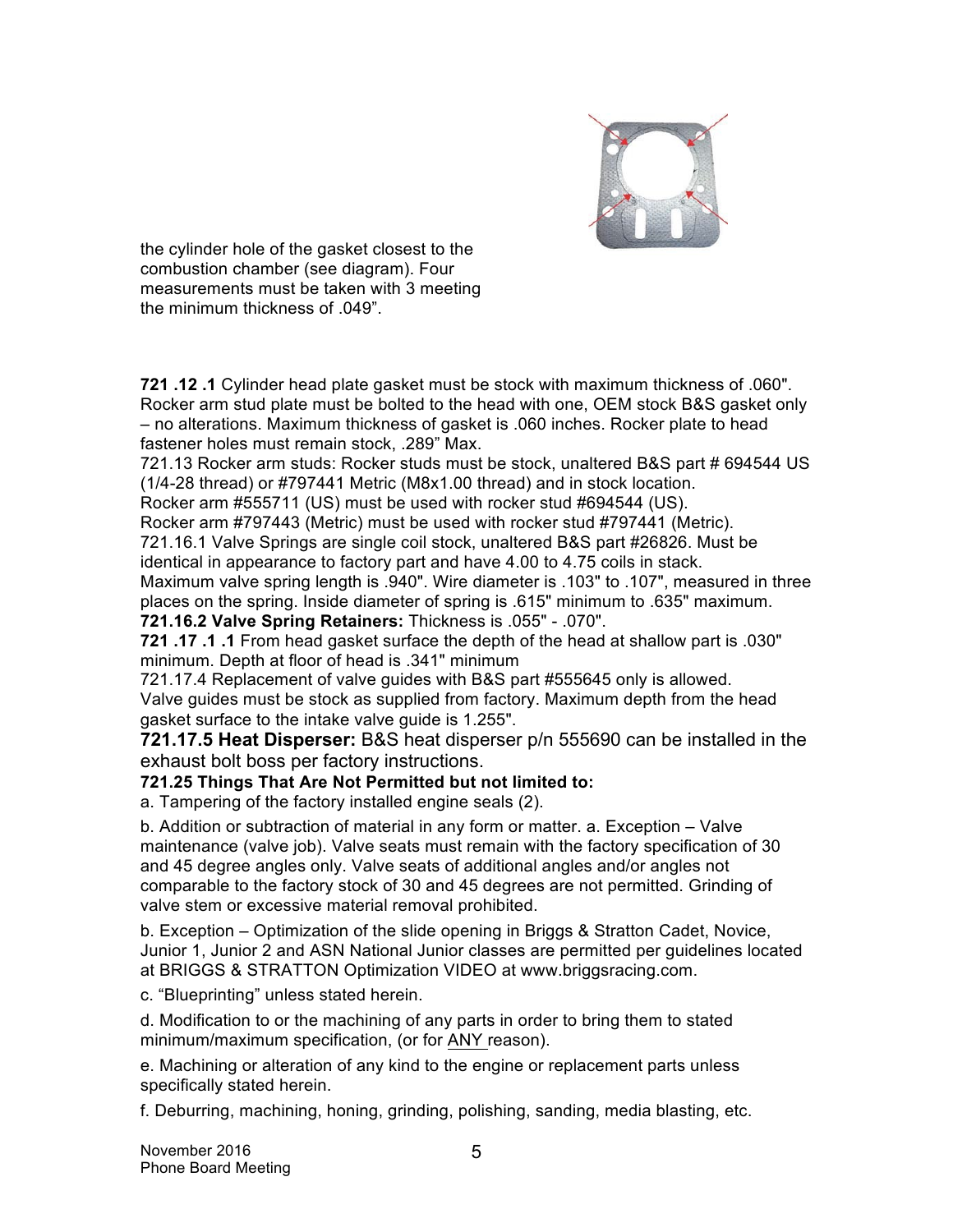the cylinder hole of the gasket closest to the combustion chamber (see diagram). Four measurements must be taken with 3 meeting the minimum thickness of .049".

**721 .12 .1** Cylinder head plate gasket must be stock with maximum thickness of .060". Rocker arm stud plate must be bolted to the head with one, OEM stock B&S gasket only – no alterations. Maximum thickness of gasket is .060 inches. Rocker plate to head fastener holes must remain stock, .289" Max.

721.13 Rocker arm studs: Rocker studs must be stock, unaltered B&S part # 694544 US (1/4-28 thread) or #797441 Metric (M8x1.00 thread) and in stock location.
Rocker arm #555711 (US) must be used with rocker stud #694544 (US).
Rocker arm #797443 (Metric) must be used with rocker stud #797441 (Metric).

721.16.1 Valve Springs are single coil stock, unaltered B&S part #26826. Must be identical in appearance to factory part and have 4.00 to 4.75 coils in stack. Maximum valve spring length is .940". Wire diameter is .103" to .107", measured in three places on the spring. Inside diameter of spring is .615" minimum to .635" maximum.

**721.16.2 Valve Spring Retainers:** Thickness is .055" - .070".

**721 .17 .1 .1** From head gasket surface the depth of the head at shallow part is .030" minimum. Depth at floor of head is .341" minimum

721.17.4 Replacement of valve guides with B&S part #555645 only is allowed. Valve guides must be stock as supplied from factory. Maximum depth from the head gasket surface to the intake valve guide is 1.255".

**721.17.5 Heat Disperser:** B&S heat disperser p/n 555690 can be installed in the exhaust bolt boss per factory instructions.

**721.25 Things That Are Not Permitted but not limited to:**

a. Tampering of the factory installed engine seals (2).

b. Addition or subtraction of material in any form or matter. a. Exception – Valve maintenance (valve job). Valve seats must remain with the factory specification of 30 and 45 degree angles only. Valve seats of additional angles and/or angles not comparable to the factory stock of 30 and 45 degrees are not permitted. Grinding of valve stem or excessive material removal prohibited.

b. Exception – Optimization of the slide opening in Briggs & Stratton Cadet, Novice, Junior 1, Junior 2 and ASN National Junior classes are permitted per guidelines located at BRIGGS & STRATTON Optimization VIDEO at www.briggsracing.com.

c. "Blueprinting" unless stated herein.

d. Modification to or the machining of any parts in order to bring them to stated minimum/maximum specification, (or for ANY reason).

e. Machining or alteration of any kind to the engine or replacement parts unless specifically stated herein.

f. Deburring, machining, honing, grinding, polishing, sanding, media blasting, etc.

November 2016
Phone Board Meeting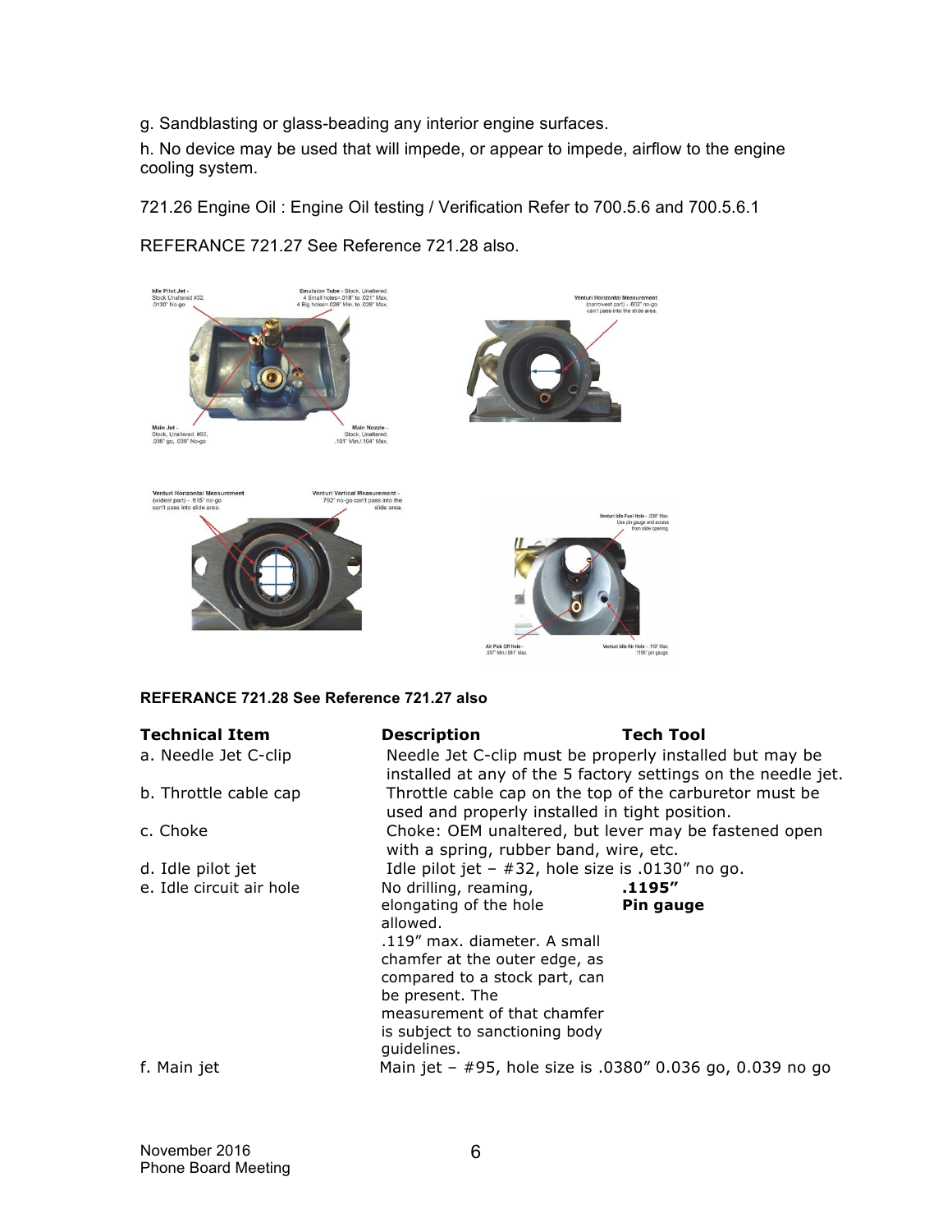g. Sandblasting or glass-beading any interior engine surfaces.

h. No device may be used that will impede, or appear to impede, airflow to the engine cooling system.

721.26 Engine Oil : Engine Oil testing / Verification Refer to 700.5.6 and 700.5.6.1

REFERANCE 721.27 See Reference 721.28 also.

Idle Pilot Jet - Stock Unaltered #32, .0130" No-go

Emulsion Tube - Stock, Unaltered. 4 Small holes=.018" to .021" Max. 4 Big holes=.026" Min. to .029" Max.

Main Jet - Stock, Unaltered. #95, .036" go, .039" No-go

Main Nozzle - Stock, Unaltered. .101" Min./.104" Max.

Venturi Horizontal Measurement (narrowest part) - .602" no-go can't pass into the slide area.

Venturi Horizontal Measurement (widest part) - .615" no-go can't pass into slide area.

Venturi Vertical Measurement - .702" no-go can't pass into the slide area.

Venturi Idle Fuel Hole - .036" Max. Use pin gauge and access from slide opening.

Air Pick Off Hole - .057" Min./.061" Max.

Venturi Idle Air Hole - .119" Max. .1195" pin gauge.

**REFERANCE 721.28 See Reference 721.27 also**

| Technical Item | Description | Tech Tool |
|---|---|---|
| a. Needle Jet C-clip | Needle Jet C-clip must be properly installed but may be installed at any of the 5 factory settings on the needle jet. | |
| b. Throttle cable cap | Throttle cable cap on the top of the carburetor must be used and properly installed in tight position. | |
| c. Choke | Choke: OEM unaltered, but lever may be fastened open with a spring, rubber band, wire, etc. | |
| d. Idle pilot jet | Idle pilot jet – #32, hole size is .0130" no go. | |
| e. Idle circuit air hole | No drilling, reaming, elongating of the hole allowed. .119" max. diameter. A small chamfer at the outer edge, as compared to a stock part, can be present. The measurement of that chamfer is subject to sanctioning body guidelines. | **.1195" Pin gauge** |
| f. Main jet | Main jet – #95, hole size is .0380" 0.036 go, 0.039 no go | |

November 2016
Phone Board Meeting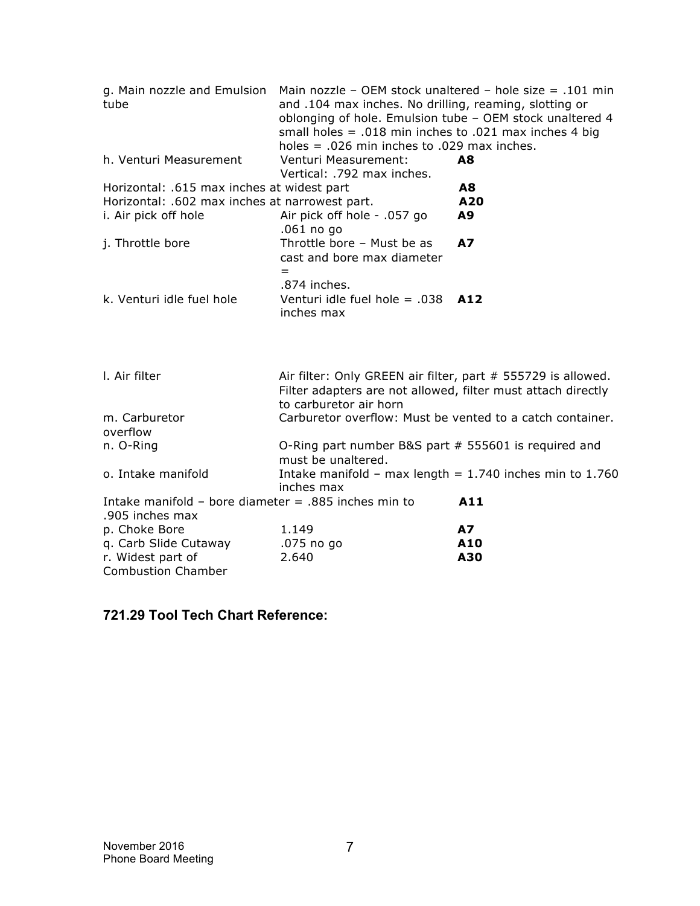| | | |
|---|---|---|
| g. Main nozzle and Emulsion tube | Main nozzle – OEM stock unaltered – hole size = .101 min and .104 max inches. No drilling, reaming, slotting or oblonging of hole. Emulsion tube – OEM stock unaltered 4 small holes = .018 min inches to .021 max inches 4 big holes = .026 min inches to .029 max inches. | |
| h. Venturi Measurement | Venturi Measurement: Vertical: .792 max inches. | **A8** |
| Horizontal: .615 max inches at widest part | | **A8** |
| Horizontal: .602 max inches at narrowest part. | | **A20** |
| i. Air pick off hole | Air pick off hole - .057 go .061 no go | **A9** |
| j. Throttle bore | Throttle bore – Must be as cast and bore max diameter = .874 inches. | **A7** |
| k. Venturi idle fuel hole | Venturi idle fuel hole = .038 inches max | **A12** |

| | | |
|---|---|---|
| l. Air filter | Air filter: Only GREEN air filter, part # 555729 is allowed. Filter adapters are not allowed, filter must attach directly to carburetor air horn | |
| m. Carburetor overflow | Carburetor overflow: Must be vented to a catch container. | |
| n. O-Ring | O-Ring part number B&S part # 555601 is required and must be unaltered. | |
| o. Intake manifold | Intake manifold – max length = 1.740 inches min to 1.760 inches max | |
| Intake manifold – bore diameter = .885 inches min to .905 inches max | | **A11** |
| p. Choke Bore | 1.149 | **A7** |
| q. Carb Slide Cutaway | .075 no go | **A10** |
| r. Widest part of Combustion Chamber | 2.640 | **A30** |

### 721.29 Tool Tech Chart Reference:

November 2016
Phone Board Meeting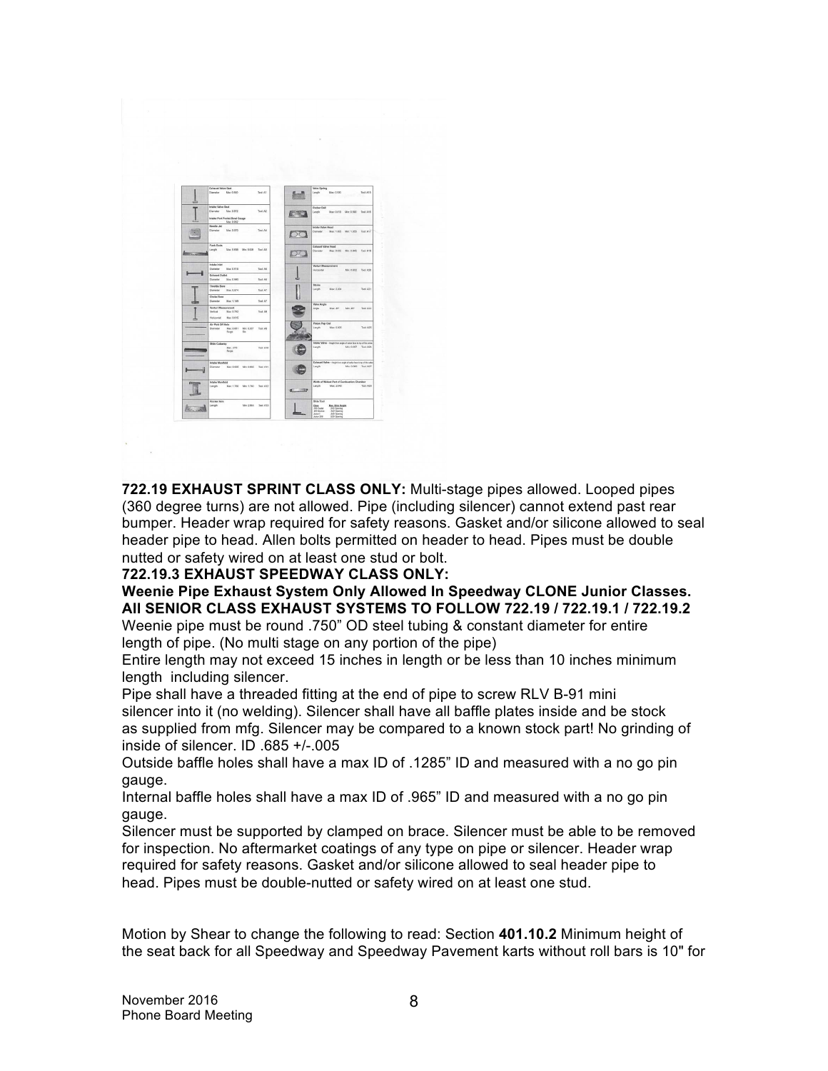**722.19 EXHAUST SPRINT CLASS ONLY:** Multi-stage pipes allowed. Looped pipes (360 degree turns) are not allowed. Pipe (including silencer) cannot extend past rear bumper. Header wrap required for safety reasons. Gasket and/or silicone allowed to seal header pipe to head. Allen bolts permitted on header to head. Pipes must be double nutted or safety wired on at least one stud or bolt.

**722.19.3 EXHAUST SPEEDWAY CLASS ONLY:**

**Weenie Pipe Exhaust System Only Allowed In Speedway CLONE Junior Classes.**

**All SENIOR CLASS EXHAUST SYSTEMS TO FOLLOW 722.19 / 722.19.1 / 722.19.2**

Weenie pipe must be round .750" OD steel tubing & constant diameter for entire length of pipe. (No multi stage on any portion of the pipe)

Entire length may not exceed 15 inches in length or be less than 10 inches minimum length including silencer.

Pipe shall have a threaded fitting at the end of pipe to screw RLV B-91 mini silencer into it (no welding). Silencer shall have all baffle plates inside and be stock as supplied from mfg. Silencer may be compared to a known stock part! No grinding of inside of silencer. ID .685 +/-.005

Outside baffle holes shall have a max ID of .1285" ID and measured with a no go pin gauge.

Internal baffle holes shall have a max ID of .965" ID and measured with a no go pin gauge.

Silencer must be supported by clamped on brace. Silencer must be able to be removed for inspection. No aftermarket coatings of any type on pipe or silencer. Header wrap required for safety reasons. Gasket and/or silicone allowed to seal header pipe to head. Pipes must be double-nutted or safety wired on at least one stud.

Motion by Shear to change the following to read: Section **401.10.2** Minimum height of the seat back for all Speedway and Speedway Pavement karts without roll bars is 10" for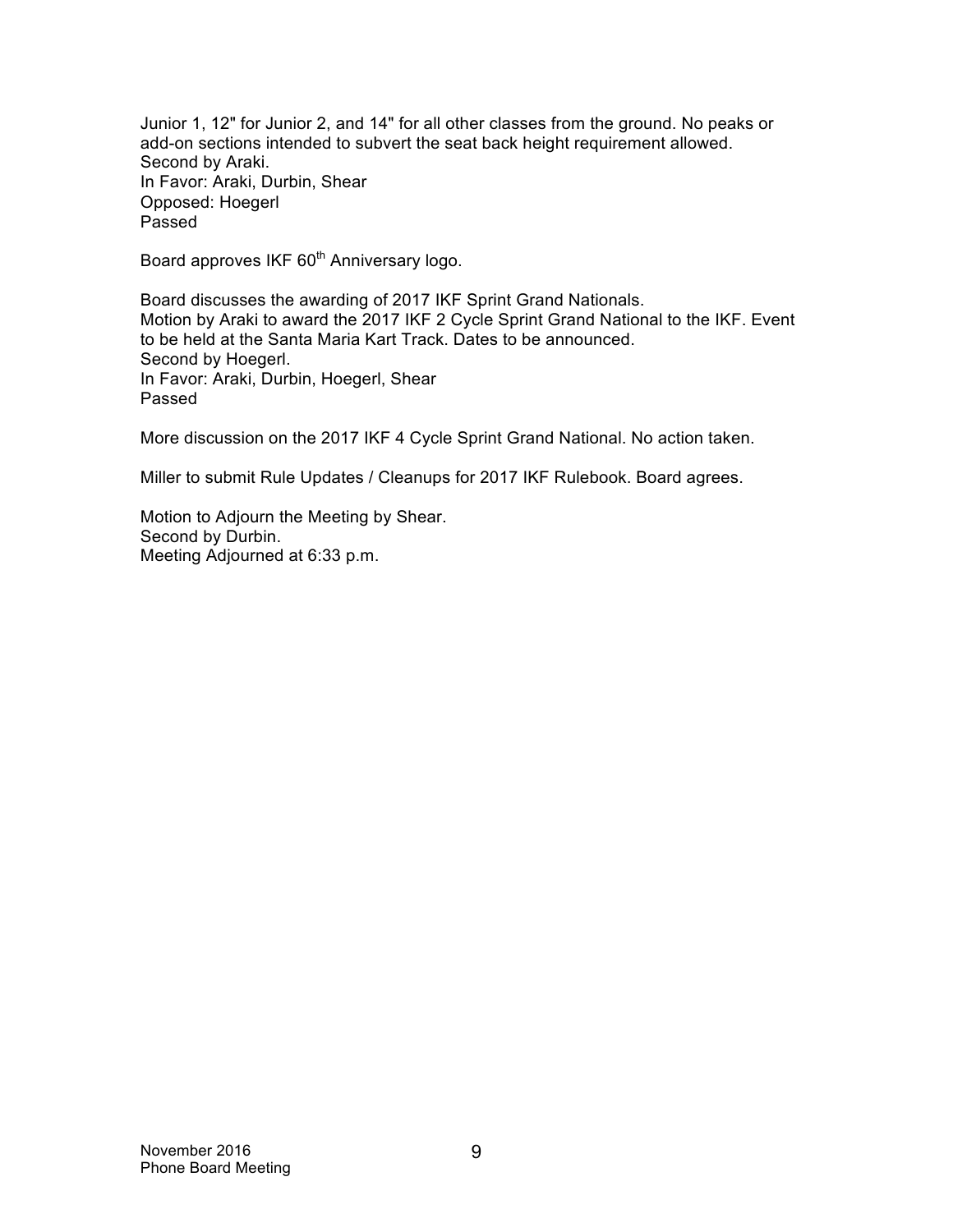Junior 1, 12" for Junior 2, and 14" for all other classes from the ground. No peaks or add-on sections intended to subvert the seat back height requirement allowed.
Second by Araki.
In Favor: Araki, Durbin, Shear
Opposed: Hoegerl
Passed

Board approves IKF 60th Anniversary logo.

Board discusses the awarding of 2017 IKF Sprint Grand Nationals.
Motion by Araki to award the 2017 IKF 2 Cycle Sprint Grand National to the IKF. Event to be held at the Santa Maria Kart Track. Dates to be announced.
Second by Hoegerl.
In Favor: Araki, Durbin, Hoegerl, Shear
Passed

More discussion on the 2017 IKF 4 Cycle Sprint Grand National. No action taken.

Miller to submit Rule Updates / Cleanups for 2017 IKF Rulebook. Board agrees.

Motion to Adjourn the Meeting by Shear.
Second by Durbin.
Meeting Adjourned at 6:33 p.m.